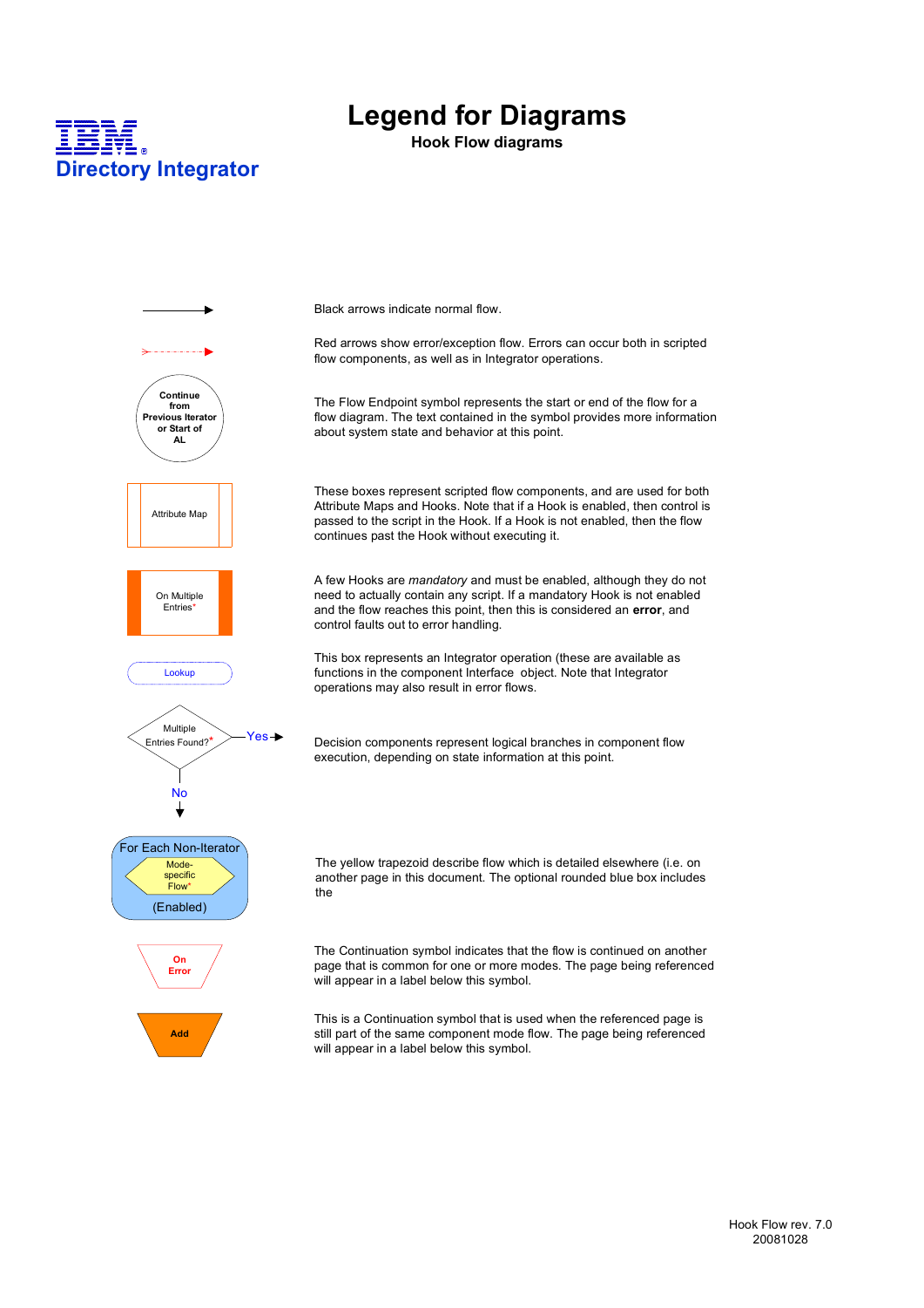IBM
Directory Integrator

# Legend for Diagrams

## Hook Flow diagrams

| Symbol | Description |
| --- | --- |
| → | Black arrows indicate normal flow. |
| ⇢ (red) | Red arrows show error/exception flow. Errors can occur both in scripted flow components, as well as in Integrator operations. |
| Continue from Previous Iterator or Start of AL | The Flow Endpoint symbol represents the start or end of the flow for a flow diagram. The text contained in the symbol provides more information about system state and behavior at this point. |
| Attribute Map | These boxes represent scripted flow components, and are used for both Attribute Maps and Hooks. Note that if a Hook is enabled, then control is passed to the script in the Hook. If a Hook is not enabled, then the flow continues past the Hook without executing it. |
| On Multiple Entries* | A few Hooks are *mandatory* and must be enabled, although they do not need to actually contain any script. If a mandatory Hook is not enabled and the flow reaches this point, then this is considered an **error**, and control faults out to error handling. |
| Lookup | This box represents an Integrator operation (these are available as functions in the component Interface object. Note that Integrator operations may also result in error flows. |
| Multiple Entries Found?* (Yes / No) | Decision components represent logical branches in component flow execution, depending on state information at this point. |
| For Each Non-Iterator / Mode-specific Flow* / (Enabled) | The yellow trapezoid describe flow which is detailed elsewhere (i.e. on another page in this document. The optional rounded blue box includes the |
| On Error | The Continuation symbol indicates that the flow is continued on another page that is common for one or more modes. The page being referenced will appear in a label below this symbol. |
| Add | This is a Continuation symbol that is used when the referenced page is still part of the same component mode flow. The page being referenced will appear in a label below this symbol. |

Hook Flow rev. 7.0
20081028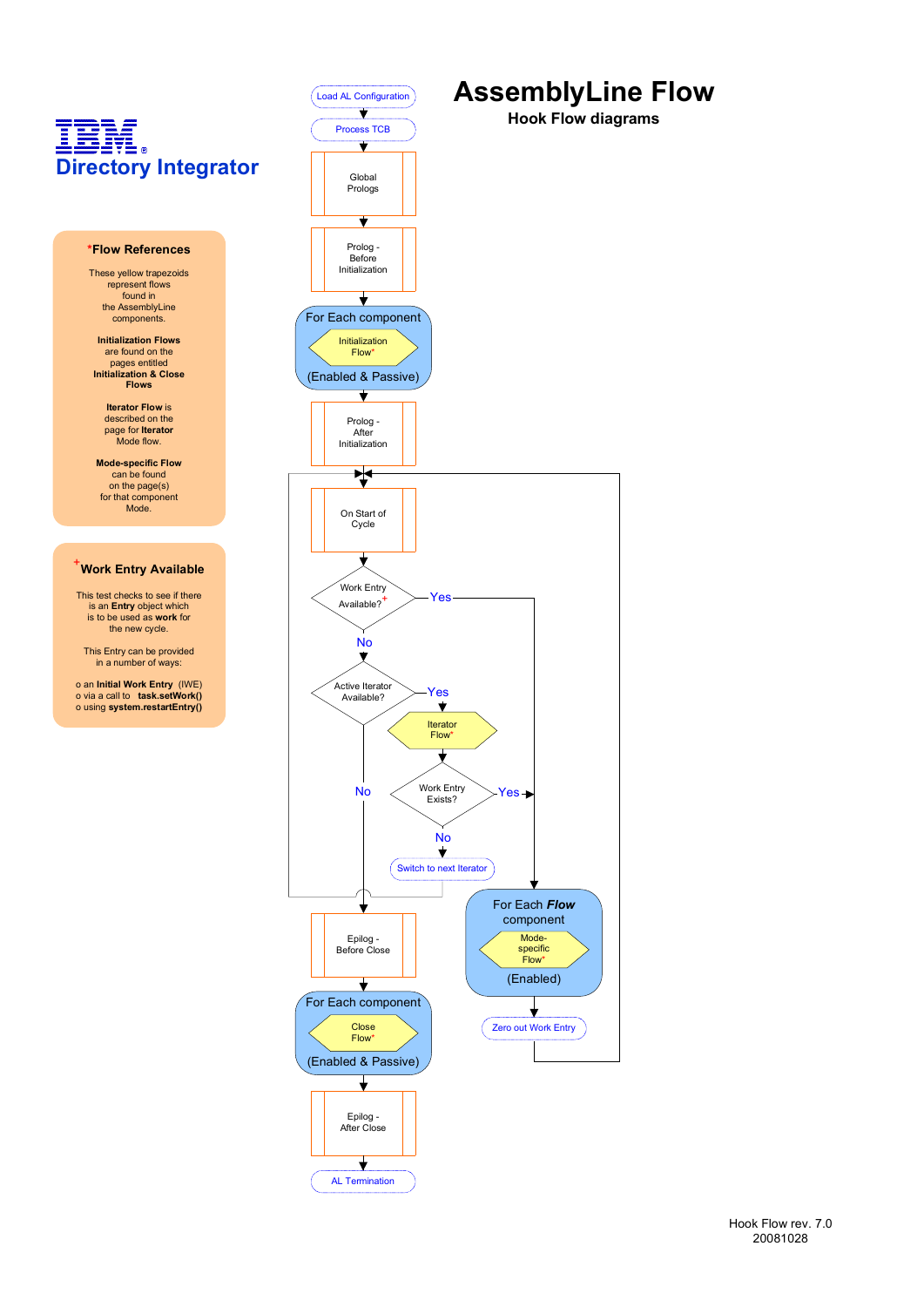# AssemblyLine Flow

## Hook Flow diagrams

**IBM Directory Integrator**

### *Flow References

These yellow trapezoids represent flows found in the AssemblyLine components.

**Initialization Flows** are found on the pages entitled **Initialization & Close Flows**

**Iterator Flow** is described on the page for **Iterator** Mode flow.

**Mode-specific Flow** can be found on the page(s) for that component Mode.

### +Work Entry Available

This test checks to see if there is an **Entry** object which is to be used as **work** for the new cycle.

This Entry can be provided in a number of ways:

- o an **Initial Work Entry** (IWE)
- o via a call to **task.setWork()**
- o using **system.restartEntry()**

---

Load AL Configuration

Process TCB

Global Prologs

Prolog - Before Initialization

For Each component: Initialization Flow* (Enabled & Passive)

Prolog - After Initialization

On Start of Cycle

Work Entry Available?+ — Yes / No

Active Iterator Available? — Yes / No

Iterator Flow*

Work Entry Exists? — Yes / No

Switch to next Iterator

For Each *Flow* component: Mode-specific Flow* (Enabled)

Zero out Work Entry

Epilog - Before Close

For Each component: Close Flow* (Enabled & Passive)

Epilog - After Close

AL Termination

Hook Flow rev. 7.0
20081028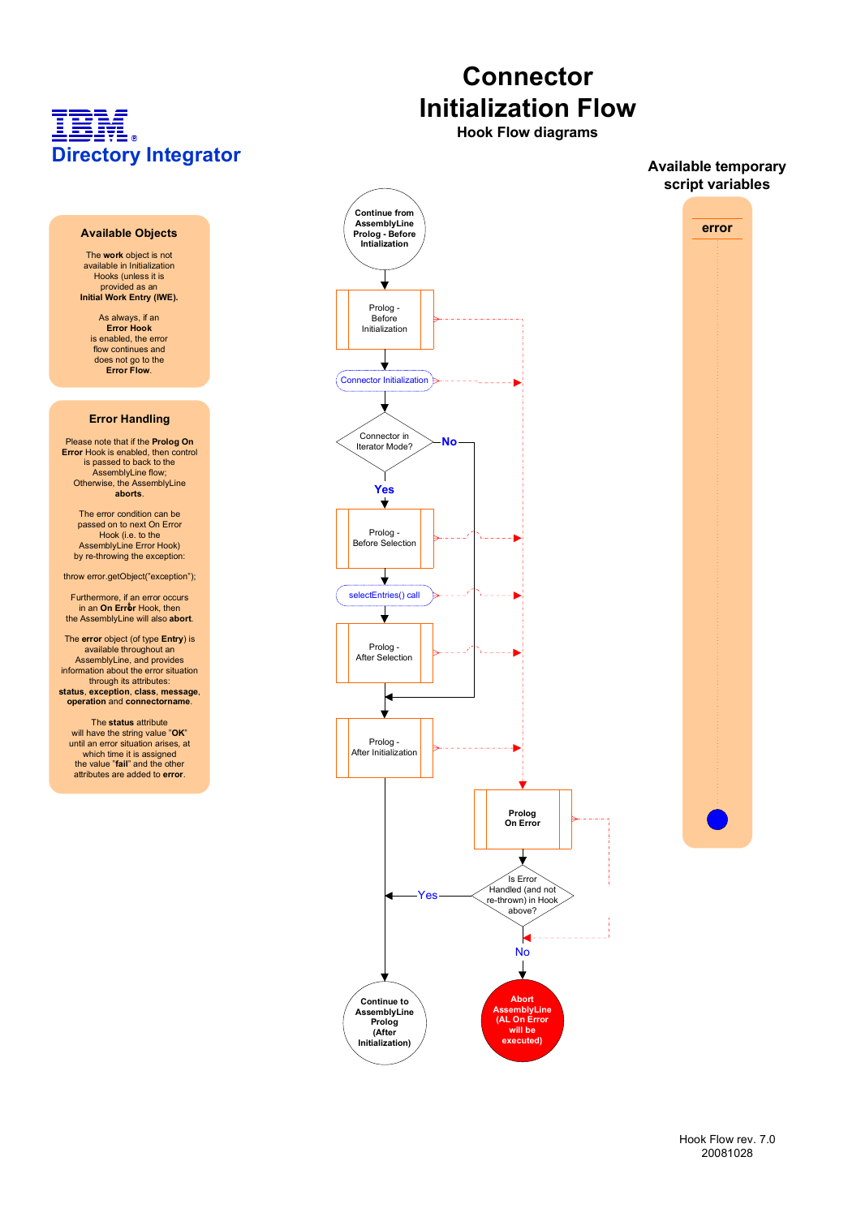# IBM Directory Integrator

# Connector Initialization Flow

### Hook Flow diagrams

## Available Objects

The **work** object is not available in Initialization Hooks (unless it is provided as an **Initial Work Entry (IWE).**

As always, if an **Error Hook** is enabled, the error flow continues and does not go to the **Error Flow**.

## Error Handling

Please note that if the **Prolog On Error** Hook is enabled, then control is passed on to back to the AssemblyLine flow; Otherwise, the AssemblyLine **aborts**.

The error condition can be passed on to next On Error Hook (i.e. to the AssemblyLine Error Hook) by re-throwing the exception:

```
throw error.getObject("exception");
```

Furthermore, if an error occurs in an **On Error** Hook, then the AssemblyLine will also **abort**.

The **error** object (of type **Entry**) is available throughout an AssemblyLine, and provides information about the error situation through its attributes: **status**, **exception**, **class**, **message**, **operation** and **connectorname**.

The **status** attribute will have the string value "**OK**" until an error situation arises, at which time it is assigned the value "**fail**" and the other attributes are added to **error**.

## Flow

- Continue from AssemblyLine Prolog - Before Intialization
- Prolog - Before Initialization
- Connector Initialization
- Connector in Iterator Mode?
  - Yes:
    - Prolog - Before Selection
    - selectEntries() call
    - Prolog - After Selection
  - No: skip to Prolog - After Initialization
- Prolog - After Initialization
- Continue to AssemblyLine Prolog (After Initialization)

On error in any of the above steps:

- Prolog On Error
- Is Error Handled (and not re-thrown) in Hook above?
  - Yes: Continue to AssemblyLine Prolog (After Initialization)
  - No: Abort AssemblyLine (AL On Error will be executed)

## Available temporary script variables

- error

Hook Flow rev. 7.0
20081028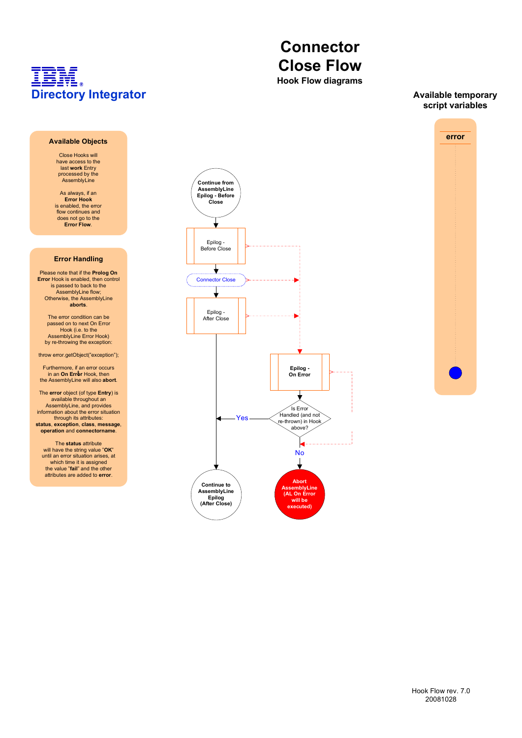# Connector Close Flow

## Hook Flow diagrams

IBM Directory Integrator

### Available Objects

Close Hooks will have access to the last **work** Entry processed by the AssemblyLine

As always, if an **Error Hook** is enabled, the error flow continues and does not go to the **Error Flow**.

### Error Handling

Please note that if the **Prolog On Error** Hook is enabled, then control is passed on back to the AssemblyLine flow; Otherwise, the AssemblyLine **aborts**.

The error condition can be passed on to next On Error Hook (i.e. to the AssemblyLine Error Hook) by re-throwing the exception:

throw error.getObject("exception");

Furthermore, if an error occurs in an **On Error** Hook, then the AssemblyLine will also **abort**.

The **error** object (of type **Entry**) is available throughout an AssemblyLine, and provides information about the error situation through its attributes: **status**, **exception**, **class**, **message**, **operation** and **connectorname**.

The **status** attribute will have the string value "**OK**" until an error situation arises, at which time it is assigned the value "**fail**" and the other attributes are added to **error**.

### Available temporary script variables

error

Continue from AssemblyLine Epilog - Before Close

Epilog - Before Close

Connector Close

Epilog - After Close

Epilog - On Error

Is Error Handled (and not re-thrown) in Hook above?

Yes

No

Continue to AssemblyLine Epilog (After Close)

Abort AssemblyLine (AL On Error will be executed)

Hook Flow rev. 7.0
20081028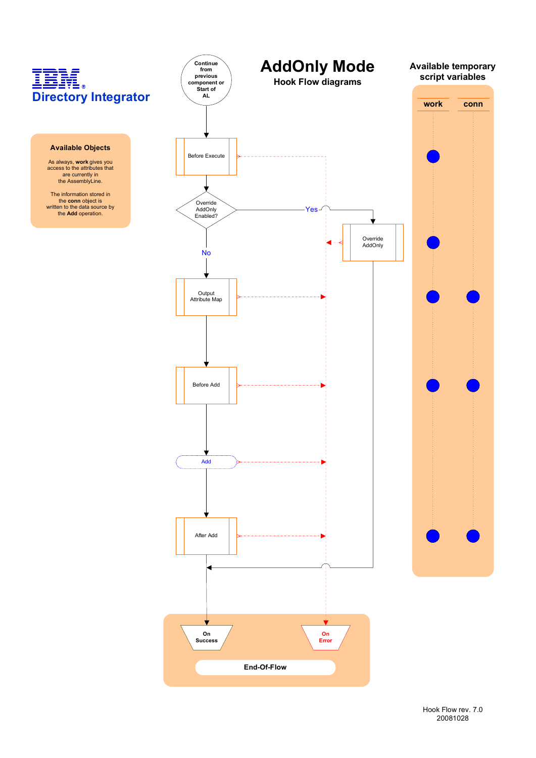# AddOnly Mode

## Hook Flow diagrams

IBM

**Directory Integrator**

**Available Objects**

As always, **work** gives you access to the attributes that are currently in the AssemblyLine.

The information stored in the **conn** object is written to the data source by the **Add** operation.

Continue from previous component or Start of AL

Before Execute

Override AddOnly Enabled?

Yes

Override AddOnly

No

Output Attribute Map

Before Add

Add

After Add

On Success

On Error

End-Of-Flow

**Available temporary script variables**

work

conn

Hook Flow rev. 7.0
20081028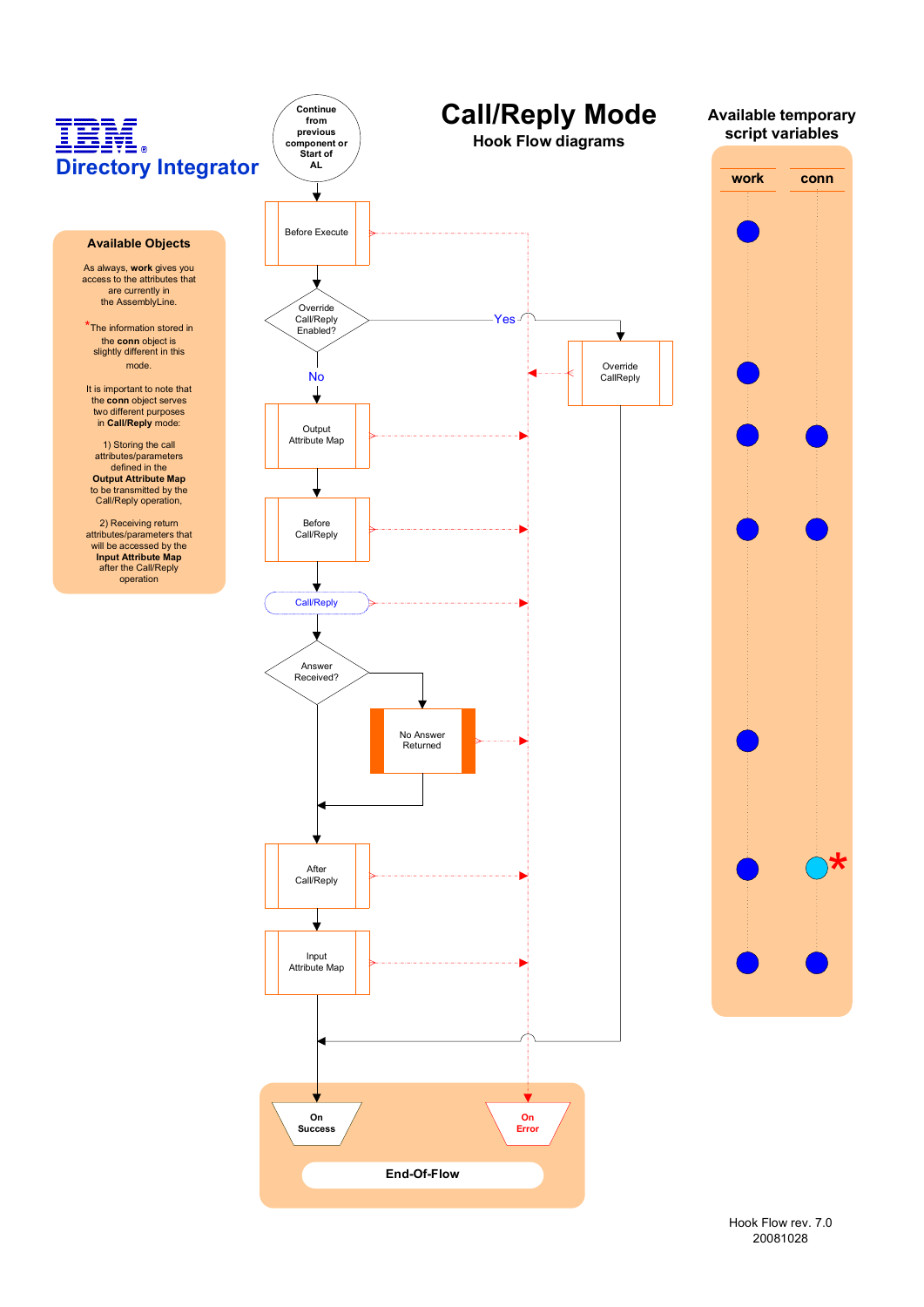IBM Directory Integrator

# Call/Reply Mode

## Hook Flow diagrams

### Available Objects

As always, **work** gives you access to the attributes that are currently in the AssemblyLine.

*The information stored in the **conn** object is slightly different in this mode.

It is important to note that the **conn** object serves two different purposes in **Call/Reply** mode:

1) Storing the call attributes/parameters defined in the **Output Attribute Map** to be transmitted by the Call/Reply operation,

2) Receiving return attributes/parameters that will be accessed by the **Input Attribute Map** after the Call/Reply operation

Continue from previous component or Start of AL

Before Execute

Override Call/Reply Enabled?

Yes

Override CallReply

No

Output Attribute Map

Before Call/Reply

Call/Reply

Answer Received?

No Answer Returned

After Call/Reply

Input Attribute Map

On Success

On Error

End-Of-Flow

### Available temporary script variables

| Hook | work | conn |
|---|---|---|
| Before Execute | ● | |
| Override CallReply | ● | |
| Output Attribute Map | ● | ● |
| Before Call/Reply | ● | ● |
| No Answer Returned | ● | |
| After Call/Reply | ● | ●* |
| Input Attribute Map | ● | ● |

Hook Flow rev. 7.0
20081028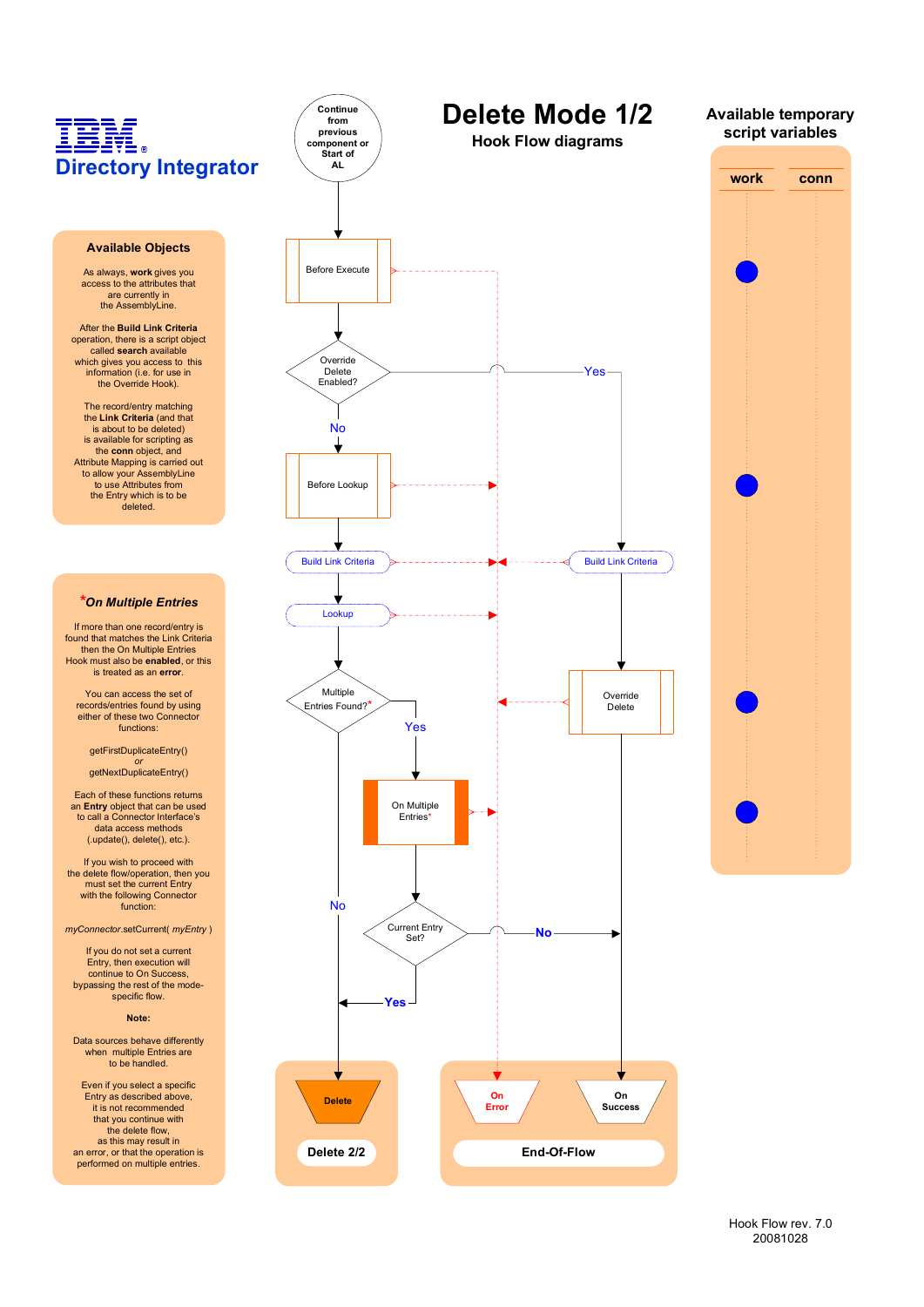# Delete Mode 1/2

## Hook Flow diagrams

**IBM**

**Directory Integrator**

### Available Objects

As always, **work** gives you access to the attributes that are currently in the AssemblyLine.

After the **Build Link Criteria** operation, there is a script object called **search** available which gives you access to this information (i.e. for use in the Override Hook).

The record/entry matching the **Link Criteria** (and that is about to be deleted) is available for scripting as the **conn** object, and Attribute Mapping is carried out to allow your AssemblyLine to use Attributes from the Entry which is to be deleted.

### *On Multiple Entries

If more than one record/entry is found that matches the Link Criteria then the On Multiple Entries Hook must also be **enabled**, or this is treated as an **error**.

You can access the set of records/entries found by using either of these two Connector functions:

getFirstDuplicateEntry()
*or*
getNextDuplicateEntry()

Each of these functions returns an **Entry** object that can be used to call a Connector Interface's data access methods (.update(), delete(), etc.).

If you wish to proceed with the delete flow/operation, then you must set the current Entry with the following Connector function:

*myConnector*.setCurrent( *myEntry* )

If you do not set a current Entry, then execution will continue to On Success, bypassing the rest of the mode-specific flow.

**Note:**

Data sources behave differently when multiple Entries are to be handled.

Even if you select a specific Entry as described above, it is not recommended that you continue with the delete flow, as this may result in an error, or that the operation is performed on multiple entries.

### Flow

- Continue from previous component or Start of AL
- Before Execute
- Override Delete Enabled?
  - Yes → Build Link Criteria → Override Delete → On Success
  - No → Before Lookup → Build Link Criteria → Lookup → Multiple Entries Found?*
    - No → Delete → Delete 2/2
    - Yes → On Multiple Entries* → Current Entry Set?
      - Yes → Delete → Delete 2/2
      - No → On Success

Errors → On Error

End-Of-Flow: On Error, On Success

### Available temporary script variables

| work | conn |
|---|---|

Hook Flow rev. 7.0
20081028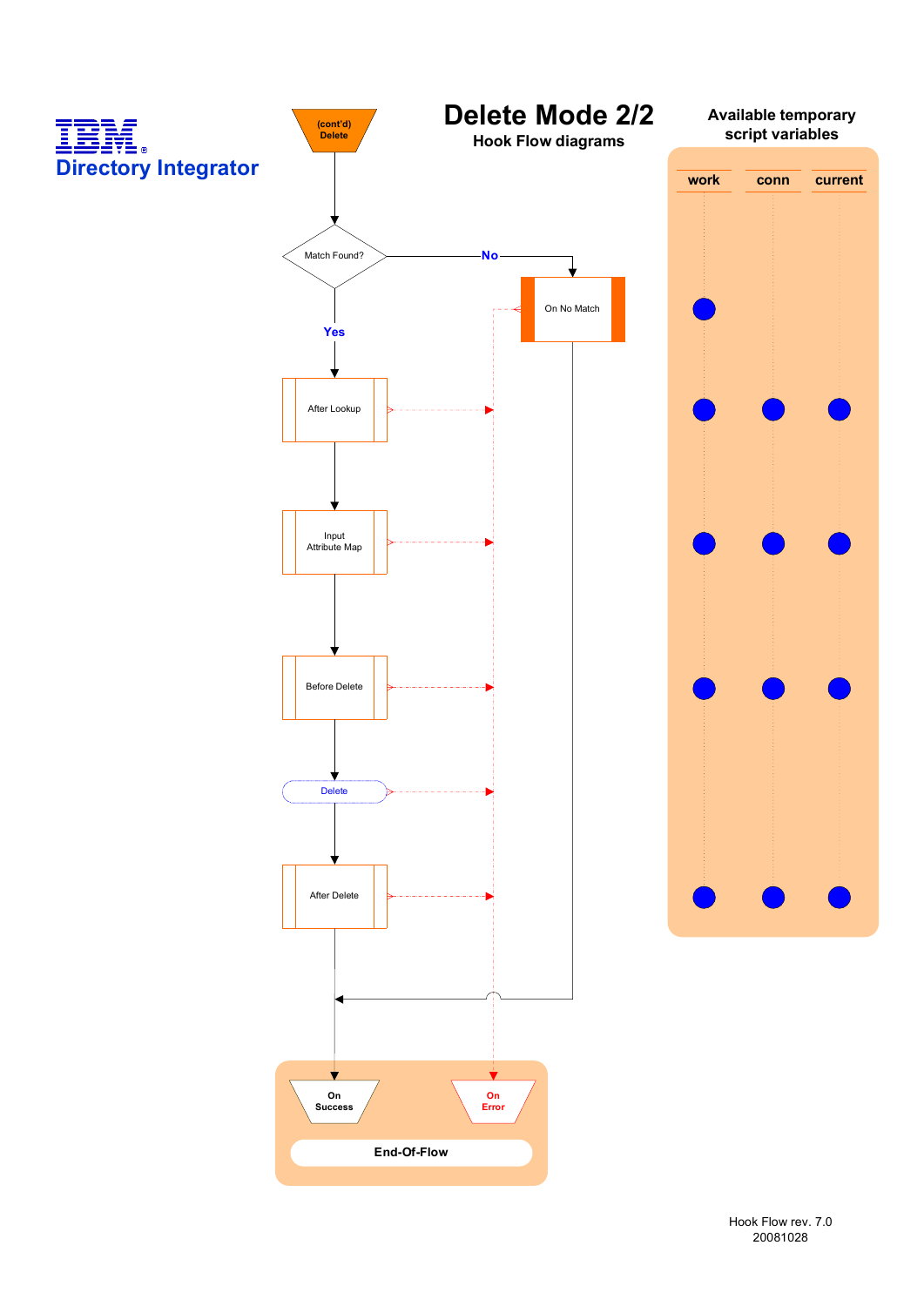**IBM Directory Integrator**

# Delete Mode 2/2

## Hook Flow diagrams

(cont'd) Delete

Match Found?

No → On No Match

Yes ↓

After Lookup

Input Attribute Map

Before Delete

Delete

After Delete

On Success

On Error

End-Of-Flow

### Available temporary script variables

| Hook | work | conn | current |
| --- | --- | --- | --- |
| On No Match | ● | | |
| After Lookup | ● | ● | ● |
| Input Attribute Map | ● | ● | ● |
| Before Delete | ● | ● | ● |
| After Delete | ● | ● | ● |

Hook Flow rev. 7.0
20081028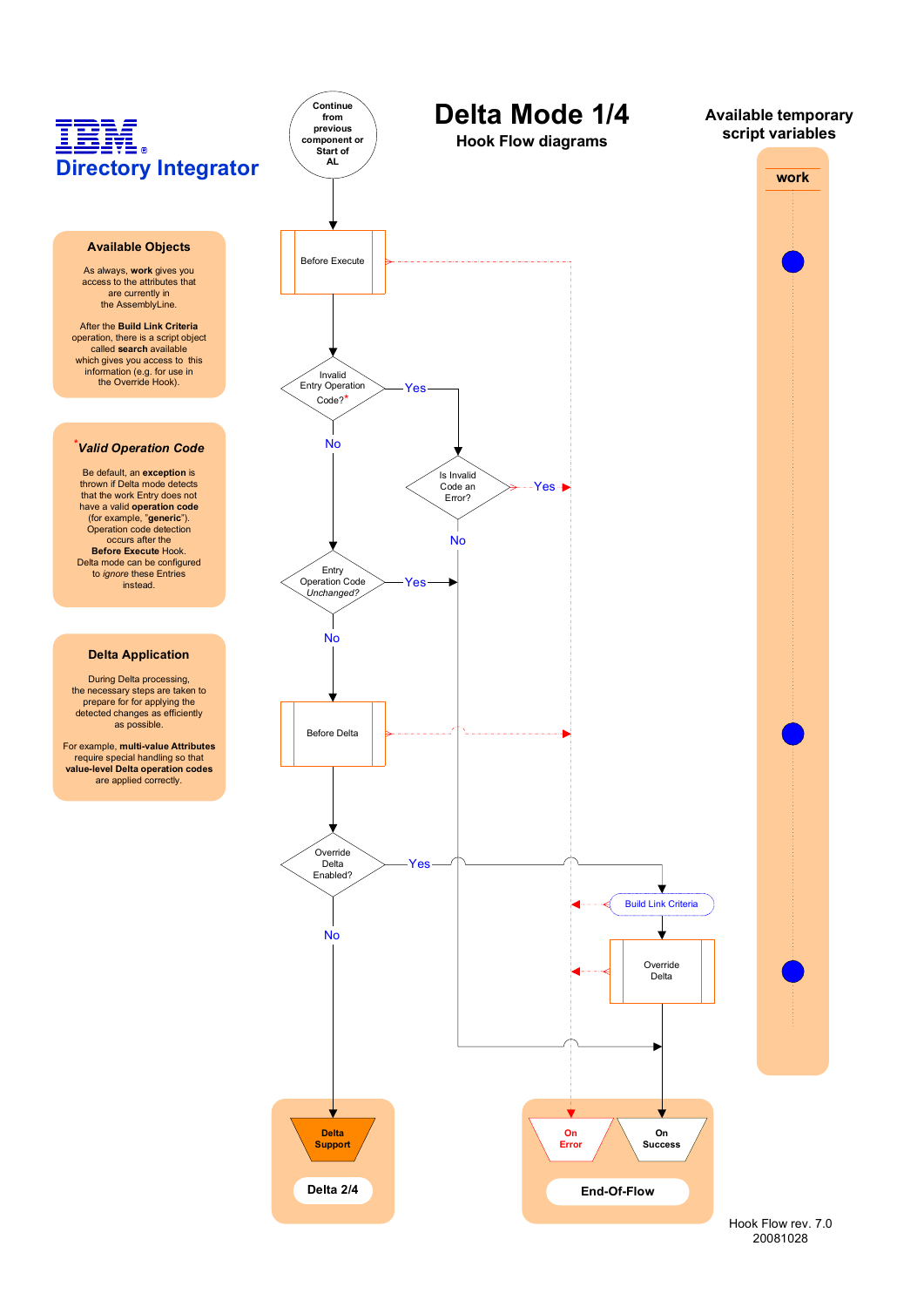# IBM Directory Integrator

# Delta Mode 1/4

## Hook Flow diagrams

### Available Objects

As always, **work** gives you access to the attributes that are currently in the AssemblyLine.

After the **Build Link Criteria** operation, there is a script object called **search** available which gives you access to this information (e.g. for use in the Override Hook).

### *Valid Operation Code

By default, an **exception** is thrown if Delta mode detects that the work Entry does not have a valid **operation code** (for example, "**generic**"). Operation code detection occurs after the **Before Execute** Hook. Delta mode can be configured to *ignore* these Entries instead.

### Delta Application

During Delta processing, the necessary steps are taken to prepare for for applying the detected changes as efficiently as possible.

For example, **multi-value Attributes** require special handling so that **value-level Delta operation codes** are applied correctly.

Continue from previous component or Start of AL

Before Execute

Invalid Entry Operation Code?*

Yes

No

Is Invalid Code an Error?

Yes

No

Entry Operation Code *Unchanged?*

Yes

No

Before Delta

Override Delta Enabled?

Yes

No

Build Link Criteria

Override Delta

Delta Support

Delta 2/4

On Error

On Success

End-Of-Flow

### Available temporary script variables

work

Hook Flow rev. 7.0
20081028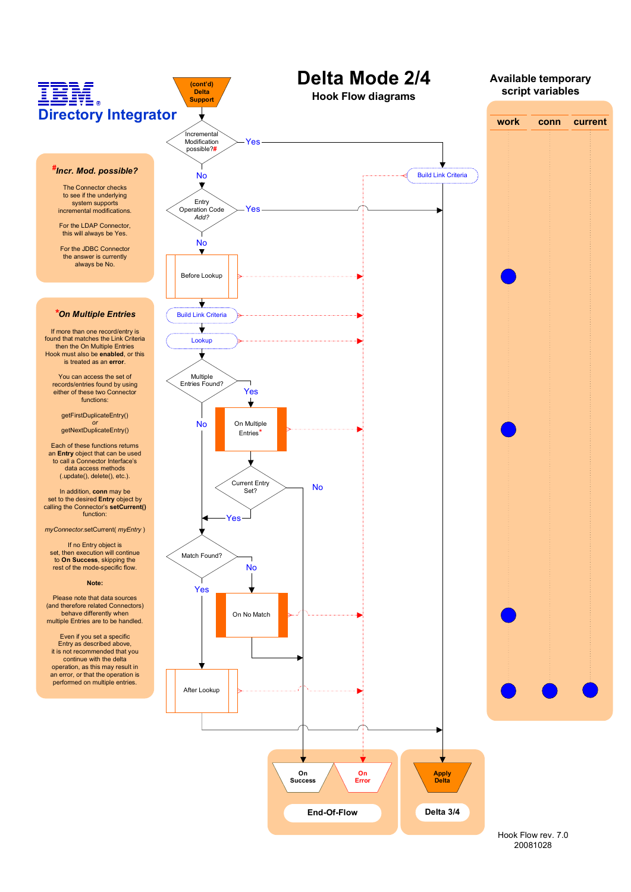# IBM Directory Integrator

# Delta Mode 2/4

## Hook Flow diagrams

**Available temporary script variables**

| work | conn | current |
|---|---|---|

(cont'd) Delta Support

Incremental Modification possible?#

Yes — Build Link Criteria

No

Entry Operation Code *Add?*

Yes

No

Before Lookup

Build Link Criteria

Lookup

Multiple Entries Found?

Yes — On Multiple Entries*

Current Entry Set?

No

Yes

No

Match Found?

No — On No Match

Yes

After Lookup

On Success

On Error

End-Of-Flow

Apply Delta

Delta 3/4

### #*Incr. Mod. possible?*

The Connector checks to see if the underlying system supports incremental modifications.

For the LDAP Connector, this will always be Yes.

For the JDBC Connector the answer is currently always be No.

### **On Multiple Entries*

If more than one record/entry is found that matches the Link Criteria then the On Multiple Entries Hook must also be **enabled**, or this is treated as an **error**.

You can access the set of records/entries found by using either of these two Connector functions:

getFirstDuplicateEntry()
*or*
getNextDuplicateEntry()

Each of these functions returns an **Entry** object that can be used to call a Connector Interface's data access methods (.update(), delete(), etc.).

In addition, **conn** may be set to the desired **Entry** object by calling the Connector's **setCurrent()** function:

*myConnector*.setCurrent( *myEntry* )

If no Entry object is set, then execution will continue to **On Success**, skipping the rest of the mode-specific flow.

**Note:**

Please note that data sources (and therefore related Connectors) behave differently when multiple Entries are to be handled.

Even if you set a specific Entry as described above, it is not recommended that you continue with the delta operation, as this may result in an error, or that the operation is performed on multiple entries.

Hook Flow rev. 7.0
20081028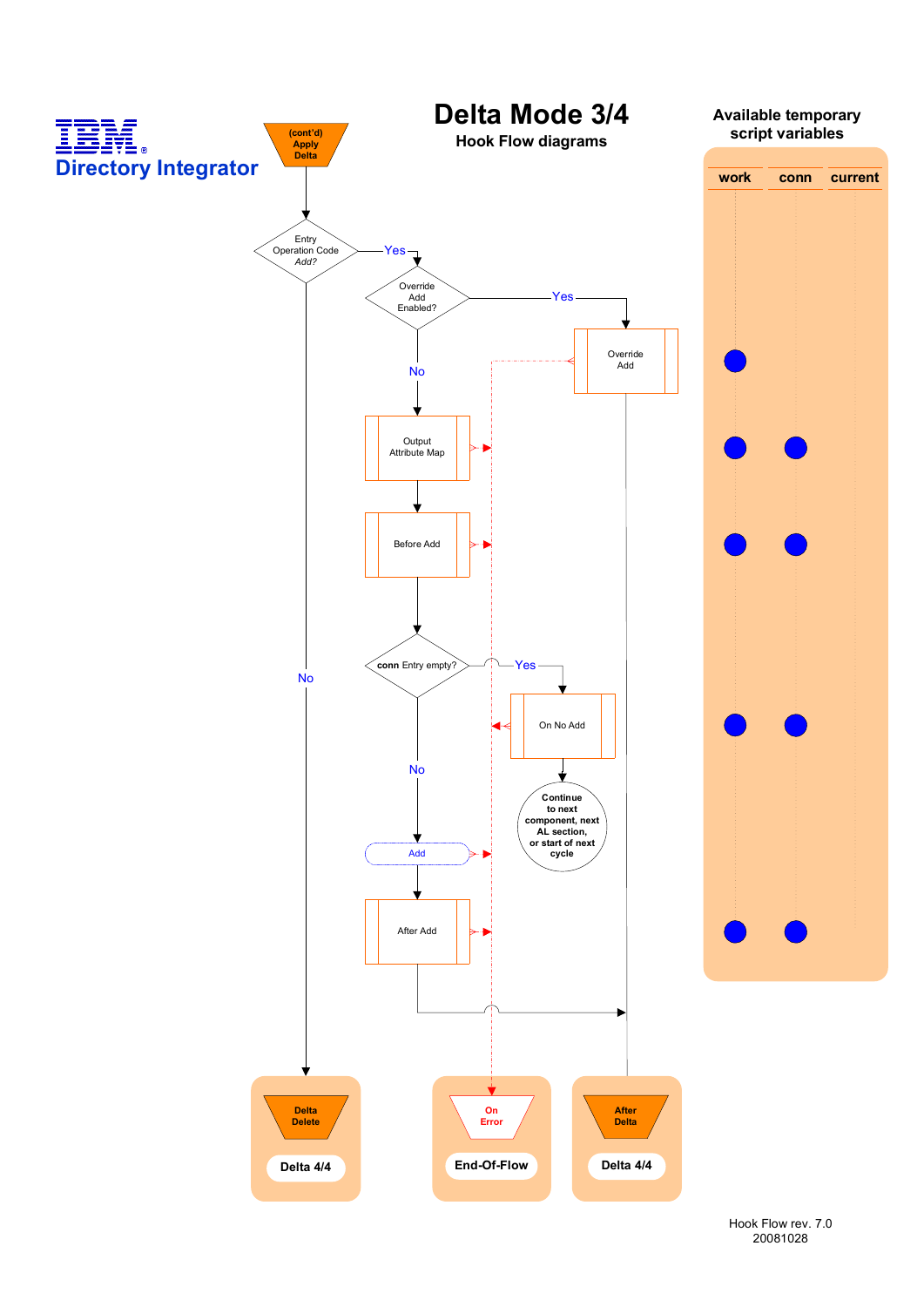**IBM**

**Directory Integrator**

# Delta Mode 3/4

## Hook Flow diagrams

**Available temporary script variables**

| Hook | work | conn | current |
|---|---|---|---|
| Override Add | ● | | |
| Output Attribute Map | ● | ● | |
| Before Add | ● | ● | |
| On No Add | ● | ● | |
| After Add | ● | ● | |

(cont'd) Apply Delta

Entry Operation Code *Add?*
- Yes → Override Add Enabled?
  - Yes → Override Add → After Delta (Delta 4/4)
  - No → Output Attribute Map → Before Add → **conn** Entry empty?
    - Yes → On No Add → Continue to next component, next AL section, or start of next cycle
    - No → Add → After Add → After Delta (Delta 4/4)
- No → Delta Delete (Delta 4/4)

On Error (End-Of-Flow)

Hook Flow rev. 7.0
20081028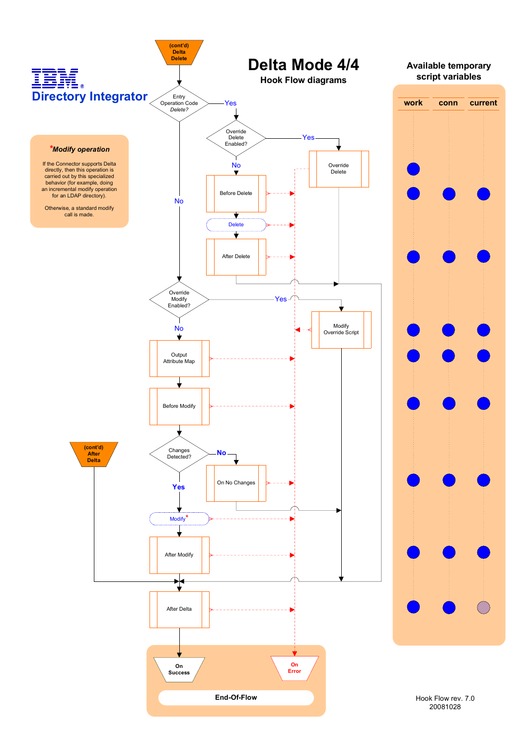IBM® Directory Integrator

# Delta Mode 4/4

## Hook Flow diagrams

**Available temporary script variables**

| work | conn | current |
|---|---|---|

***Modify operation**

If the Connector supports Delta directly, then this operation is carried out by this specialized behavior (for example, doing an incremental modify operation for an LDAP directory).

Otherwise, a standard modify call is made.

(cont'd) Delta Delete

Entry Operation Code *Delete?*

Yes

No

Override Delete Enabled?

Yes

No

Override Delete

Before Delete

Delete

After Delete

Override Modify Enabled?

Yes

No

Modify Override Script

Output Attribute Map

Before Modify

Changes Detected?

No

Yes

On No Changes

(cont'd) After Delta

Modify*

After Modify

After Delta

On Success

On Error

End-Of-Flow

Hook Flow rev. 7.0
20081028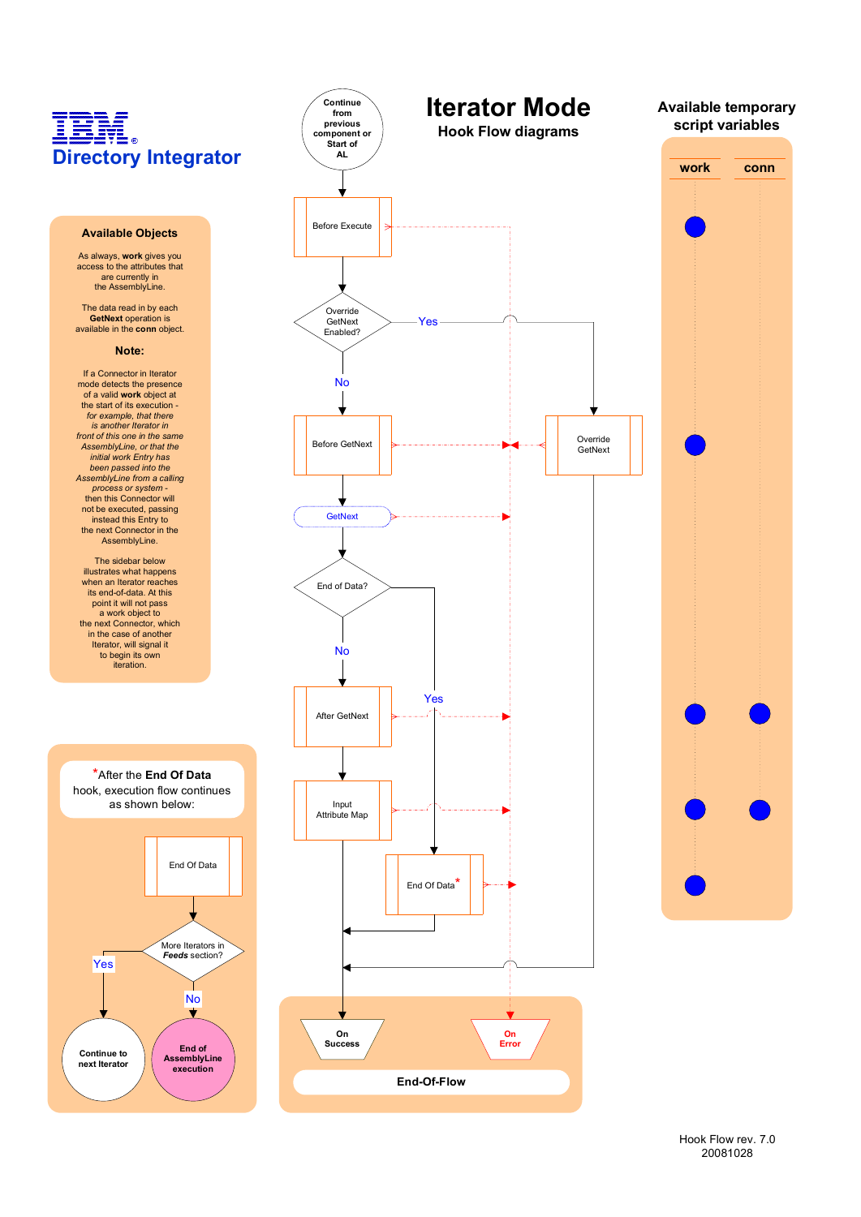**IBM**

**Directory Integrator**

# Iterator Mode

## Hook Flow diagrams

### Available Objects

As always, **work** gives you access to the attributes that are currently in the AssemblyLine.

The data read in by each **GetNext** operation is available in the **conn** object.

### Note:

If a Connector in Iterator mode detects the presence of a valid **work** object at the start of its execution - *for example, that there is another Iterator in front of this one in the same AssemblyLine, or that the initial work Entry has been passed into the AssemblyLine from a calling process or system* - then this Connector will not be executed, passing instead this Entry to the next Connector in the AssemblyLine.

The sidebar below illustrates what happens when an Iterator reaches its end-of-data. At this point it will not pass a work object to the next Connector, which in the case of another Iterator, will signal it to begin its own iteration.

*After the **End Of Data** hook, execution flow continues as shown below:

- End Of Data
- More Iterators in *Feeds* section?
  - Yes → Continue to next Iterator
  - No → End of AssemblyLine execution

### Flow

- Continue from previous component or Start of AL
- Before Execute
- Override GetNext Enabled?
  - Yes → Override GetNext
  - No → Before GetNext
- GetNext
- End of Data?
  - Yes → End Of Data*
  - No → After GetNext
- Input Attribute Map
- End-Of-Flow: On Success / On Error

### Available temporary script variables

| Hook | work | conn |
|---|---|---|
| Before Execute | ● | |
| Before GetNext | ● | |
| After GetNext | ● | ● |
| Input Attribute Map | ● | ● |
| End Of Data | ● | |

Hook Flow rev. 7.0
20081028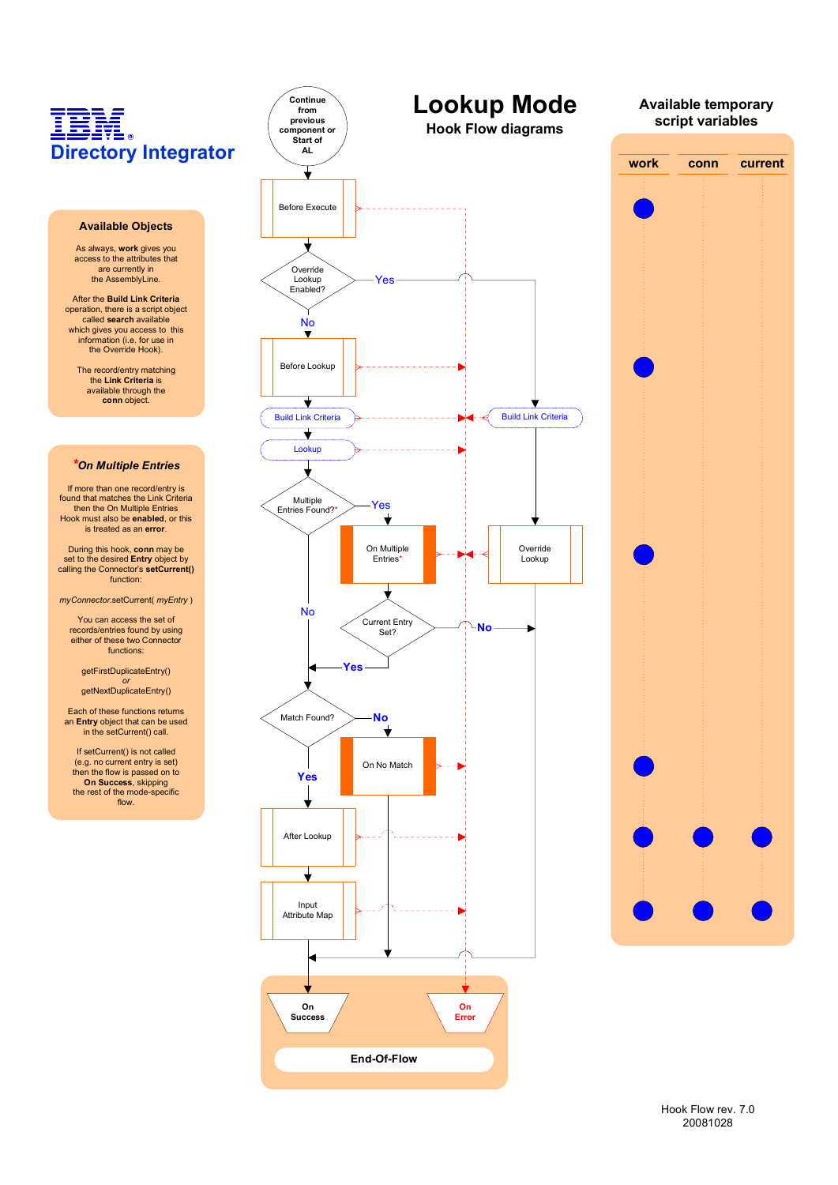# IBM Directory Integrator

# Lookup Mode

## Hook Flow diagrams

### Available Objects

As always, **work** gives you access to the attributes that are currently in the AssemblyLine.

After the **Build Link Criteria** operation, there is a script object called **search** available which gives you access to this information (i.e. for use in the Override Hook).

The record/entry matching the **Link Criteria** is available through the **conn** object.

### *On Multiple Entries

If more than one record/entry is found that matches the Link Criteria then the On Multiple Entries Hook must also be **enabled**, or this is treated as an **error**.

During this hook, **conn** may be set to the desired **Entry** object by calling the Connector's **setCurrent()** function:

*myConnector*.setCurrent( *myEntry* )

You can access the set of records/entries found by using either of these two Connector functions:

getFirstDuplicateEntry()
*or*
getNextDuplicateEntry()

Each of these functions returns an **Entry** object that can be used in the setCurrent() call.

If setCurrent() is not called (e.g. no current entry is set) then the flow is passed on to **On Success**, skipping the rest of the mode-specific flow.

Continue from previous component or Start of AL

Before Execute

Override Lookup Enabled? — Yes / No

Before Lookup

Build Link Criteria

Lookup

Multiple Entries Found?* — Yes / No

On Multiple Entries*

Current Entry Set? — Yes / No

Build Link Criteria

Override Lookup

Match Found? — Yes / No

On No Match

After Lookup

Input Attribute Map

On Success

On Error

End-Of-Flow

### Available temporary script variables

| Hook | work | conn | current |
|---|---|---|---|
| Before Execute | ● | | |
| Before Lookup | ● | | |
| On Multiple Entries / Override Lookup | ● | | |
| On No Match | ● | | |
| After Lookup | ● | ● | ● |
| Input Attribute Map | ● | ● | ● |

Hook Flow rev. 7.0
20081028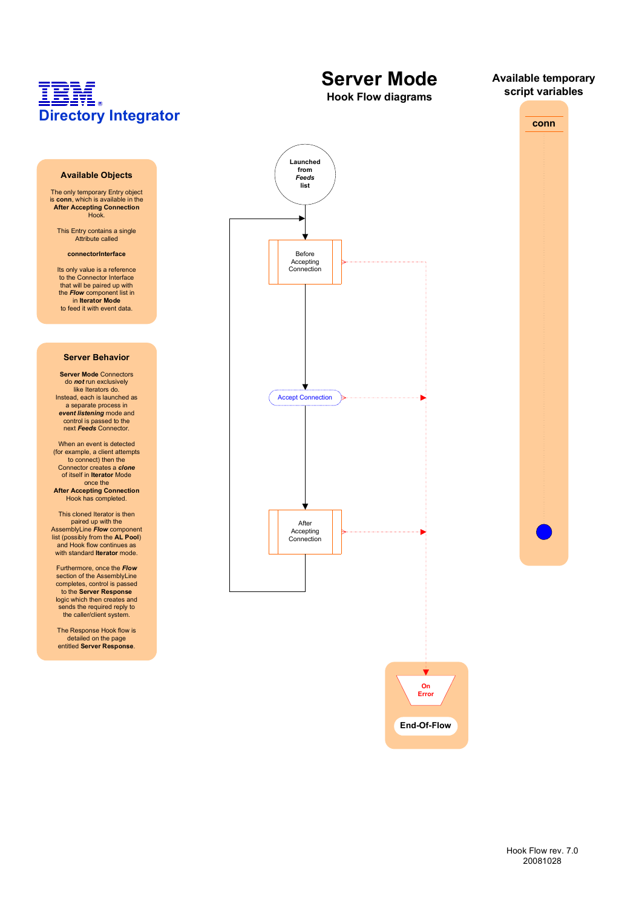# IBM Directory Integrator

# Server Mode

## Hook Flow diagrams

### Available temporary script variables

conn

### Available Objects

The only temporary Entry object is **conn**, which is available in the **After Accepting Connection** Hook.

This Entry contains a single Attribute called

**connectorInterface**

Its only value is a reference to the Connector Interface that will be paired up with the ***Flow*** component list in in **Iterator Mode** to feed it with event data.

### Server Behavior

**Server Mode** Connectors do ***not*** run exclusively like Iterators do. Instead, each is launched as a separate process in ***event listening*** mode and control is passed to the next ***Feeds*** Connector.

When an event is detected (for example, a client attempts to connect) then the Connector creates a ***clone*** of itself in **Iterator** Mode once the **After Accepting Connection** Hook has completed.

This cloned Iterator is then paired up with the AssemblyLine ***Flow*** component list (possibly from the **AL Pool**) and Hook flow continues as with standard **Iterator** mode.

Furthermore, once the ***Flow*** section of the AssemblyLine completes, control is passed to the **Server Response** logic which then creates and sends the required reply to the caller/client system.

The Response Hook flow is detailed on the page entitled **Server Response**.

Launched from *Feeds* list

Before Accepting Connection

Accept Connection

After Accepting Connection

On Error

End-Of-Flow

Hook Flow rev. 7.0
20081028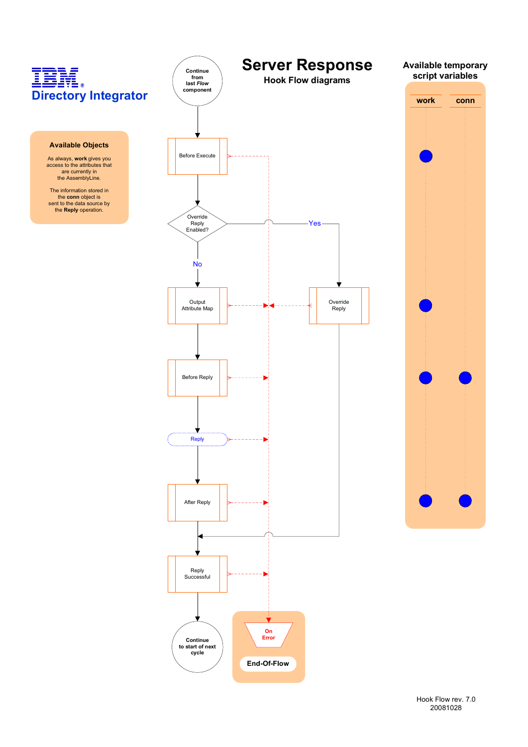**IBM**
**Directory Integrator**

# Server Response

## Hook Flow diagrams

### Available Objects

As always, **work** gives you access to the attributes that are currently in the AssemblyLine.

The information stored in the **conn** object is sent to the data source by the **Reply** operation.

**Continue from last *Flow* component**

Before Execute

Override Reply Enabled?

Yes

No

Output Attribute Map

Override Reply

Before Reply

Reply

After Reply

Reply Successful

**Continue to start of next cycle**

On Error

**End-Of-Flow**

### Available temporary script variables

| work | conn |
| --- | --- |

Hook Flow rev. 7.0
20081028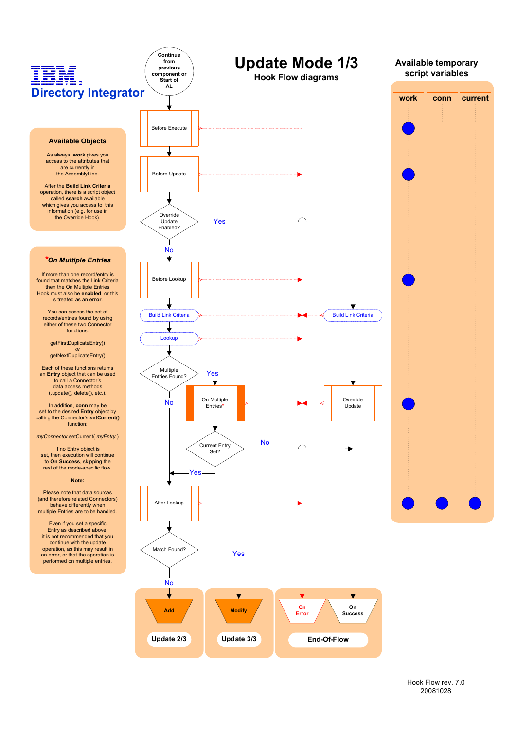# Update Mode 1/3

## Hook Flow diagrams

**IBM Directory Integrator**

### Available Objects

As always, **work** gives you access to the attributes that are currently in the AssemblyLine.

After the **Build Link Criteria** operation, there is a script object called **search** available which gives you access to this information (e.g. for use in the Override Hook).

### *On Multiple Entries

If more than one record/entry is found that matches the Link Criteria then the On Multiple Entries Hook must also be **enabled**, or this is treated as an **error**.

You can access the set of records/entries found by using either of these two Connector functions:

getFirstDuplicateEntry()
*or*
getNextDuplicateEntry()

Each of these functions returns an **Entry** object that can be used to call a Connector's data access methods (.update(), delete(), etc.).

In addition, **conn** may be set to the desired **Entry** object by calling the Connector's **setCurrent()** function:

*myConnector*.setCurrent( *myEntry* )

If no Entry object is set, then execution will continue to **On Success**, skipping the rest of the mode-specific flow.

**Note:**

Please note that data sources (and therefore related Connectors) behave differently when multiple Entries are to be handled.

Even if you set a specific Entry as described above, it is not recommended that you continue with the update operation, as this may result in an error, or that the operation is performed on multiple entries.

### Flow

- Continue from previous component or Start of AL
- Before Execute
- Before Update
- Override Update Enabled?
  - Yes → Build Link Criteria → Override Update → On Success
  - No → Before Lookup
- Before Lookup
- Build Link Criteria
- Lookup
- Multiple Entries Found?
  - Yes → On Multiple Entries* → Current Entry Set?
    - No → On Success
    - Yes → After Lookup
  - No → After Lookup
- After Lookup
- Match Found?
  - No → Add (Update 2/3)
  - Yes → Modify (Update 3/3)
- On Error / On Success (End-Of-Flow)

### Available temporary script variables

| Hook | work | conn | current |
|---|---|---|---|
| Before Execute | ● | | |
| Before Update | ● | | |
| Before Lookup | ● | | |
| On Multiple Entries / Override Update | ● | | |
| After Lookup | ● | ● | ● |

Hook Flow rev. 7.0
20081028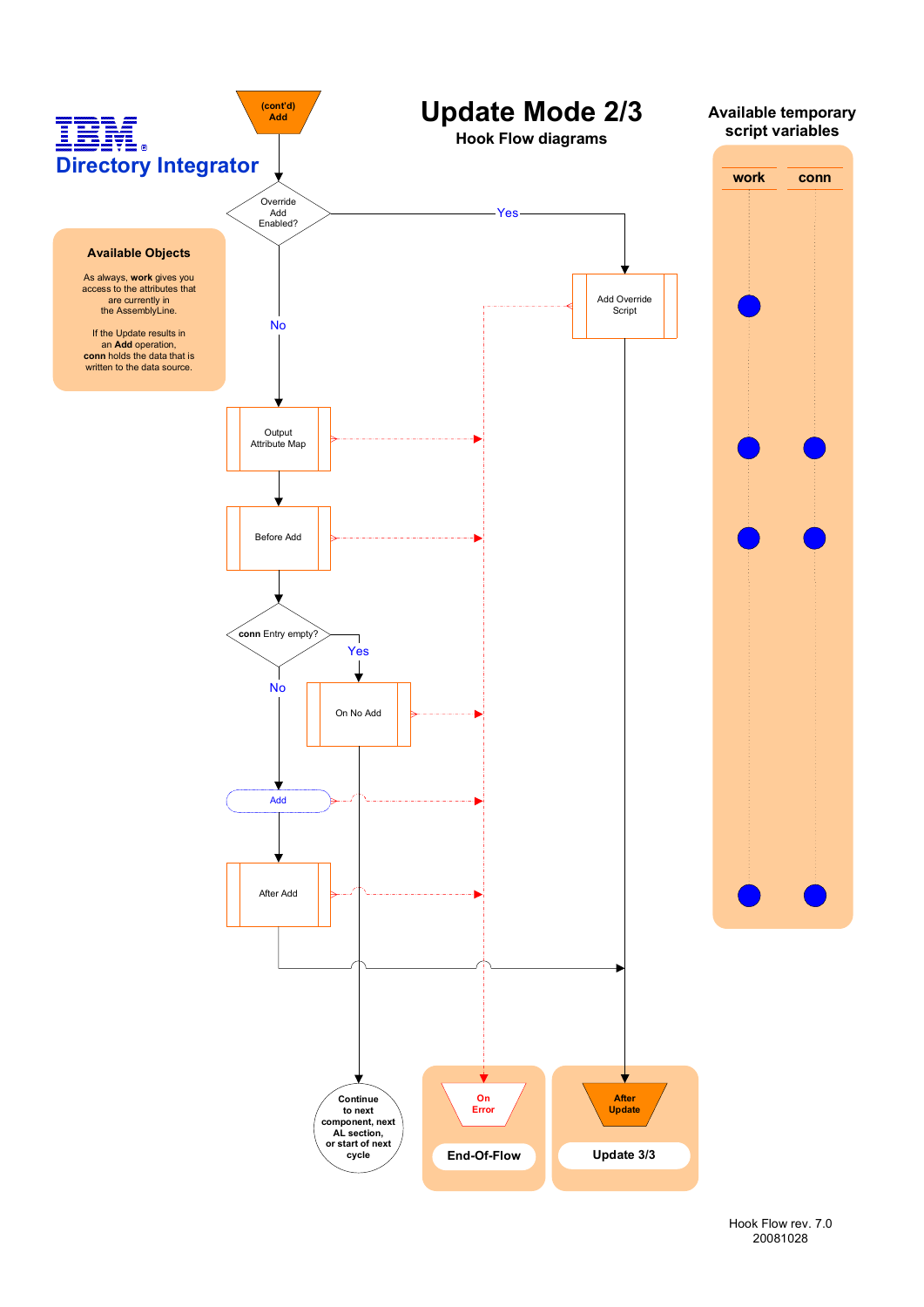# Update Mode 2/3

## Hook Flow diagrams

IBM Directory Integrator

### Available Objects

As always, **work** gives you access to the attributes that are currently in the AssemblyLine.

If the Update results in an **Add** operation, **conn** holds the data that is written to the data source.

### Available temporary script variables

| | work | conn |
|---|---|---|
| Add Override Script | ● | |
| Output Attribute Map | ● | ● |
| Before Add | ● | ● |
| After Add | ● | ● |

(cont'd) Add

Override Add Enabled?

Yes → Add Override Script → After Update (Update 3/3)

No → Output Attribute Map → Before Add → **conn** Entry empty?

Yes → On No Add → Continue to next component, next AL section, or start of next cycle

No → Add → After Add → After Update (Update 3/3)

On Error (End-Of-Flow)

After Update (Update 3/3)

Hook Flow rev. 7.0
20081028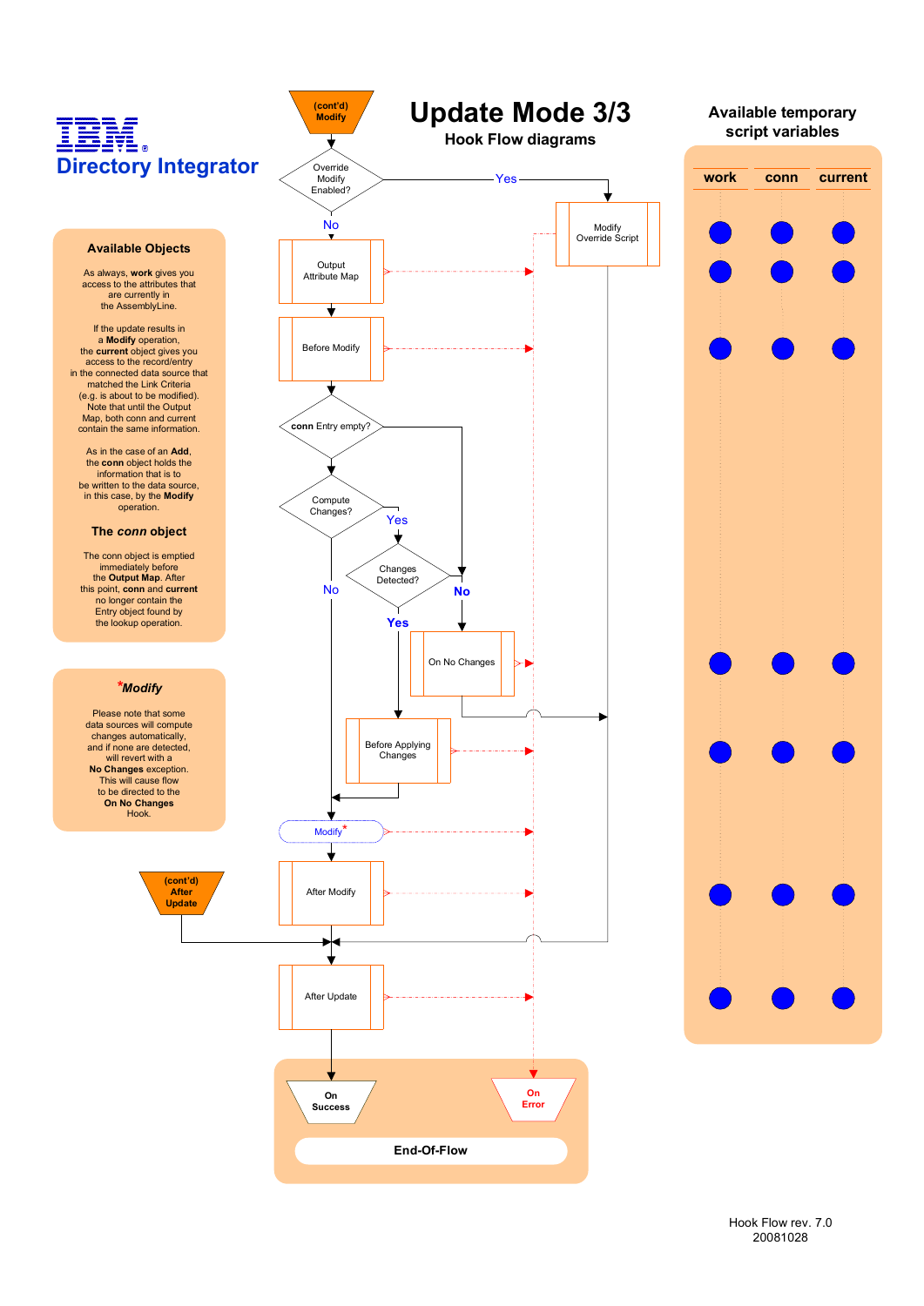# Update Mode 3/3

## Hook Flow diagrams

**IBM Directory Integrator**

### Available Objects

As always, **work** gives you access to the attributes that are currently in the AssemblyLine.

If the update results in a **Modify** operation, the **current** object gives you access to the record/entry in the connected data source that matched the Link Criteria (e.g. is about to be modified). Note that until the Output Map, both conn and current contain the same information.

As in the case of an **Add**, the **conn** object holds the information that is to be written to the data source, in this case, by the **Modify** operation.

### The *conn* object

The conn object is emptied immediately before the **Output Map**. After this point, **conn** and **current** no longer contain the Entry object found by the lookup operation.

### *Modify

Please note that some data sources will compute changes automatically, and if none are detected, will revert with a **No Changes** exception. This will cause flow to be directed to the **On No Changes** Hook.

(cont'd) Modify

Override Modify Enabled?

Yes

Modify Override Script

No

Output Attribute Map

Before Modify

**conn** Entry empty?

Compute Changes?

Yes

Changes Detected?

No

No

Yes

On No Changes

Before Applying Changes

Modify*

After Modify

(cont'd) After Update

After Update

On Success

On Error

End-Of-Flow

### Available temporary script variables

| work | conn | current |
|---|---|---|

Hook Flow rev. 7.0
20081028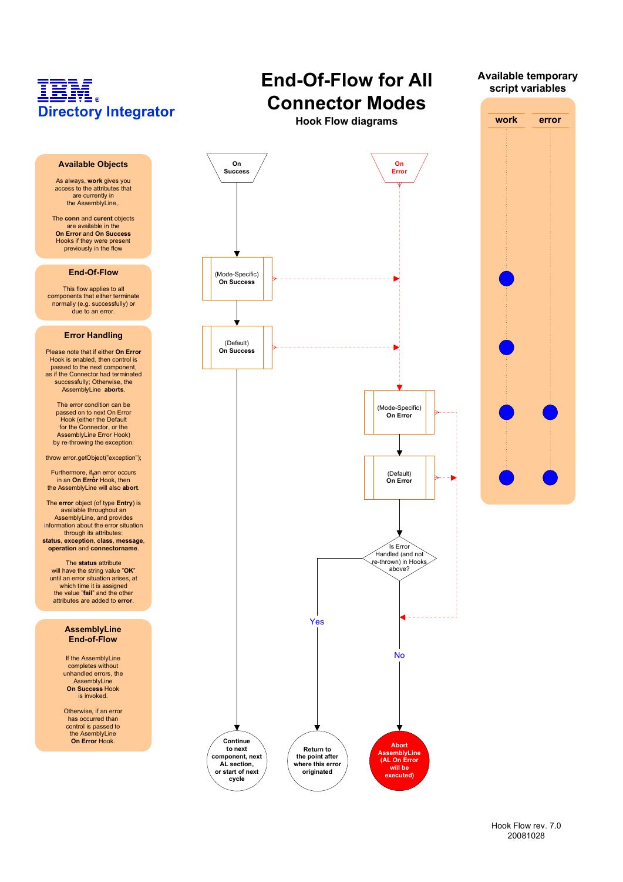**IBM Directory Integrator**

# End-Of-Flow for All Connector Modes

### Hook Flow diagrams

**Available temporary script variables**

| work | error |
|---|---|

## Available Objects

As always, **work** gives you access to the attributes that are currently in the AssemblyLine,.

The **conn** and **current** objects are available in the **On Error** and **On Success** Hooks if they were present previously in the flow

## End-Of-Flow

This flow applies to all components that either terminate normally (e.g. successfully) or due to an error.

## Error Handling

Please note that if either **On Error** Hook is enabled, then control is passed to the next component, as if the Connector had terminated successfully; Otherwise, the AssemblyLine **aborts**.

The error condition can be passed on to next On Error Hook (either the Default for the Connector, or the AssemblyLine Error Hook) by re-throwing the exception:

```
throw error.getObject("exception");
```

Furthermore, if an error occurs in an **On Error** Hook, then the AssemblyLine will also **abort**.

The **error** object (of type **Entry**) is available throughout an AssemblyLine, and provides information about the error situation through its attributes: **status**, **exception**, **class**, **message**, **operation** and **connectorname**.

The **status** attribute will have the string value "**OK**" until an error situation arises, at which time it is assigned the value "**fail**" and the other attributes are added to **error**.

## AssemblyLine End-of-Flow

If the AssemblyLine completes without unhandled errors, the AssemblyLine **On Success** Hook is invoked.

Otherwise, if an error has occurred than control is passed to the AssemblyLine **On Error** Hook.

---

**On Success**

(Mode-Specific) **On Success**

(Default) **On Success**

**Continue to next component, next AL section, or start of next cycle**

**On Error**

(Mode-Specific) **On Error**

(Default) **On Error**

Is Error Handled (and not re-thrown) in Hooks above?

Yes → **Return to the point after where this error originated**

No → **Abort AssemblyLine (AL On Error will be executed)**

Hook Flow rev. 7.0
20081028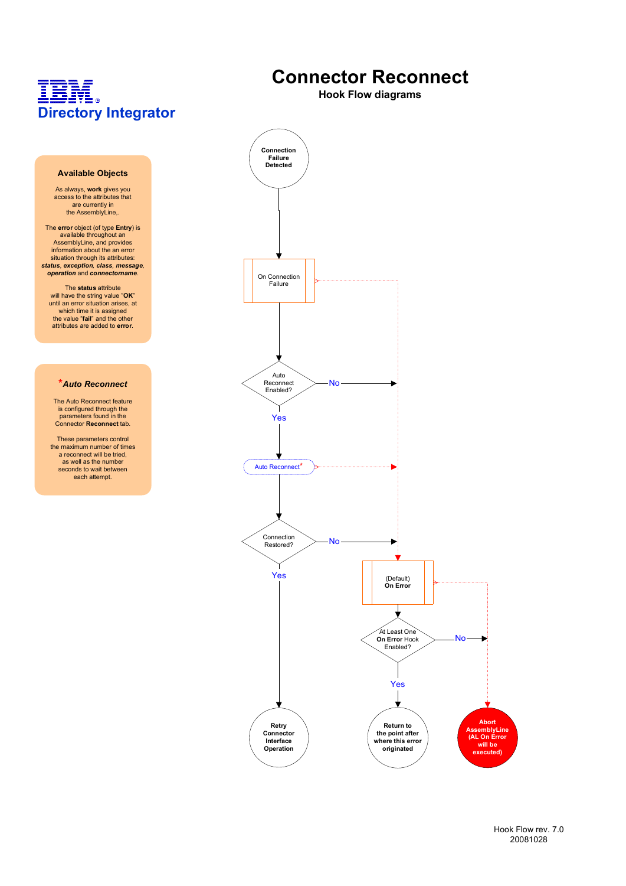IBM

Directory Integrator

# Connector Reconnect

## Hook Flow diagrams

### Available Objects

As always, **work** gives you access to the attributes that are currently in the AssemblyLine,.

The **error** object (of type **Entry**) is available throughout an AssemblyLine, and provides information about the an error situation through its attributes: ***status***, ***exception***, ***class***, ***message***, ***operation*** and ***connectorname***.

The **status** attribute will have the string value "**OK**" until an error situation arises, at which time it is assigned the value "**fail**" and the other attributes are added to **error**.

### * *Auto Reconnect*

The Auto Reconnect feature is configured through the parameters found in the Connector **Reconnect** tab.

These parameters control the maximum number of times a reconnect will be tried, as well as the number seconds to wait between each attempt.

Connection Failure Detected

On Connection Failure

Auto Reconnect Enabled?

No

Yes

Auto Reconnect*

Connection Restored?

No

Yes

(Default) **On Error**

At Least One **On Error** Hook Enabled?

No

Yes

Retry Connector Interface Operation

Return to the point after where this error originated

Abort AssemblyLine (AL On Error will be executed)

Hook Flow rev. 7.0
20081028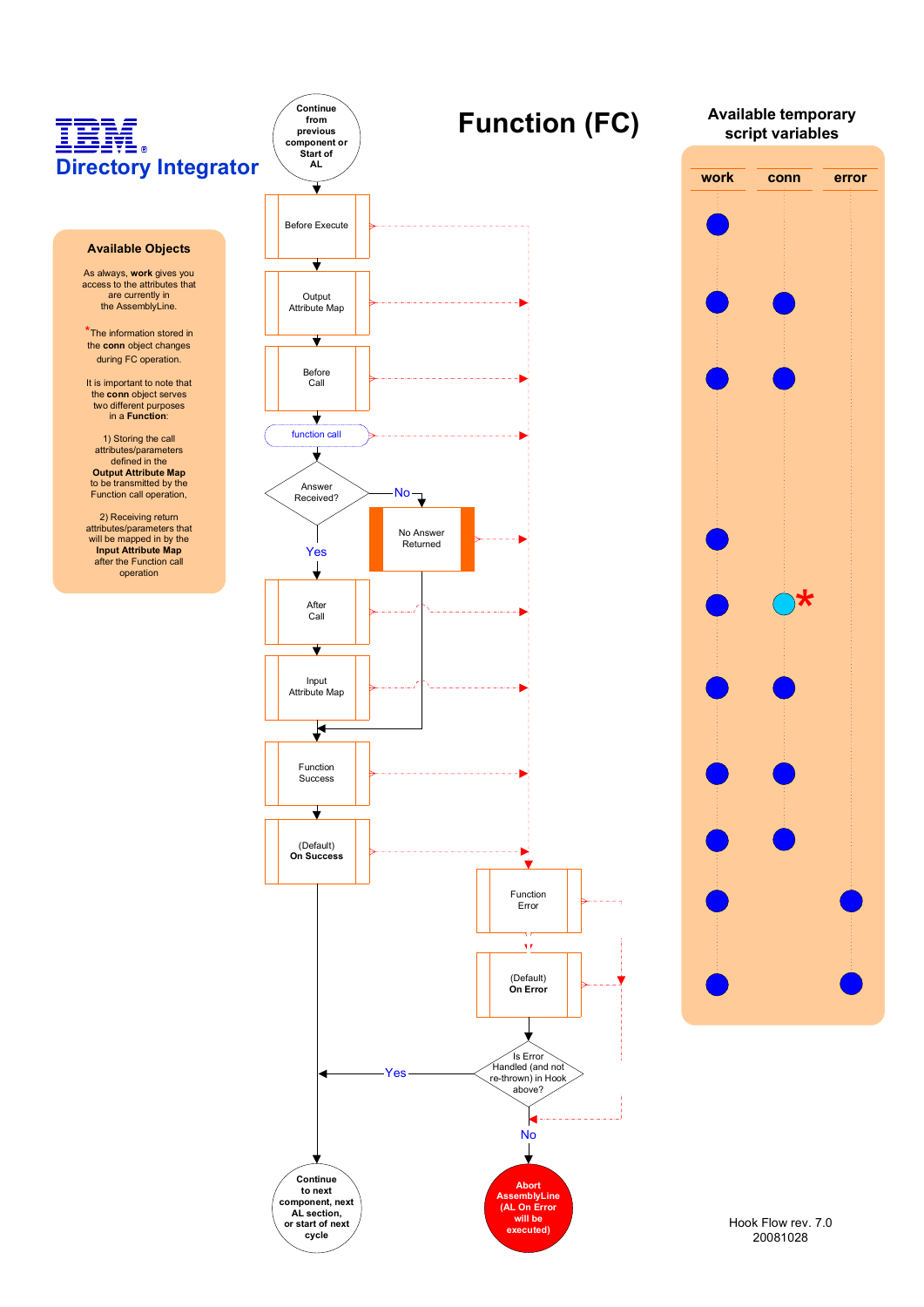IBM Directory Integrator

# Function (FC)

## Available Objects

As always, **work** gives you access to the attributes that are currently in the AssemblyLine.

*The information stored in the **conn** object changes during FC operation.

It is important to note that the **conn** object serves two different purposes in a **Function**:

1) Storing the call attributes/parameters defined in the **Output Attribute Map** to be transmitted by the Function call operation,

2) Receiving return attributes/parameters that will be mapped in by the **Input Attribute Map** after the Function call operation

Continue from previous component or Start of AL

Before Execute

Output Attribute Map

Before Call

function call

Answer Received?

No

No Answer Returned

Yes

After Call

Input Attribute Map

Function Success

(Default) **On Success**

Function Error

(Default) **On Error**

Is Error Handled (and not re-thrown) in Hook above?

Yes

No

Continue to next component, next AL section, or start of next cycle

Abort AssemblyLine (AL On Error will be executed)

## Available temporary script variables

work

conn

error

*

Hook Flow rev. 7.0
20081028